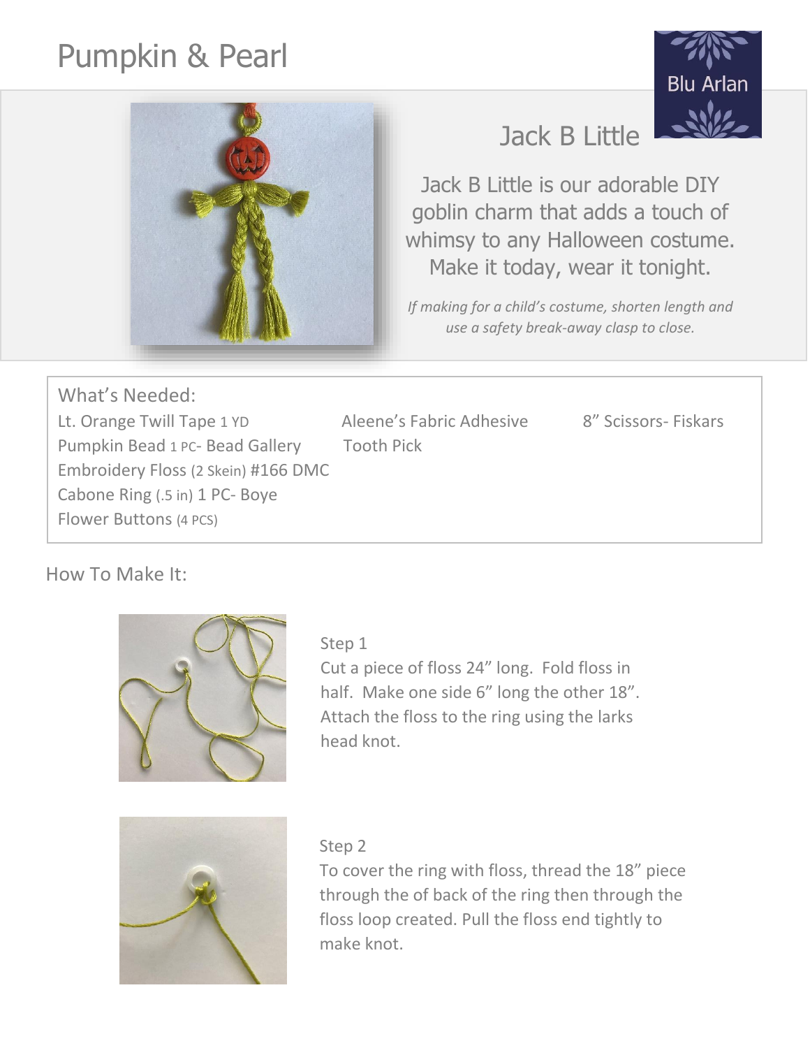# Pumpkin & Pearl

Blu Arlan

## Jack B Little

Jack B Little is our adorable DIY goblin charm that adds a touch of whimsy to any Halloween costume. Make it today, wear it tonight.

*If making for a child's costume, shorten length and use a safety break-away clasp to close.*

### What's Needed:

Lt. Orange Twill Tape 1 YD
Pumpkin Bead 1 PC- Bead Gallery
Embroidery Floss (2 Skein) #166 DMC
Cabone Ring (.5 in) 1 PC- Boye
Flower Buttons (4 PCS)
Aleene's Fabric Adhesive
Tooth Pick
8" Scissors- Fiskars

### How To Make It:

Step 1
Cut a piece of floss 24" long. Fold floss in half. Make one side 6" long the other 18". Attach the floss to the ring using the larks head knot.

Step 2
To cover the ring with floss, thread the 18" piece through the of back of the ring then through the floss loop created. Pull the floss end tightly to make knot.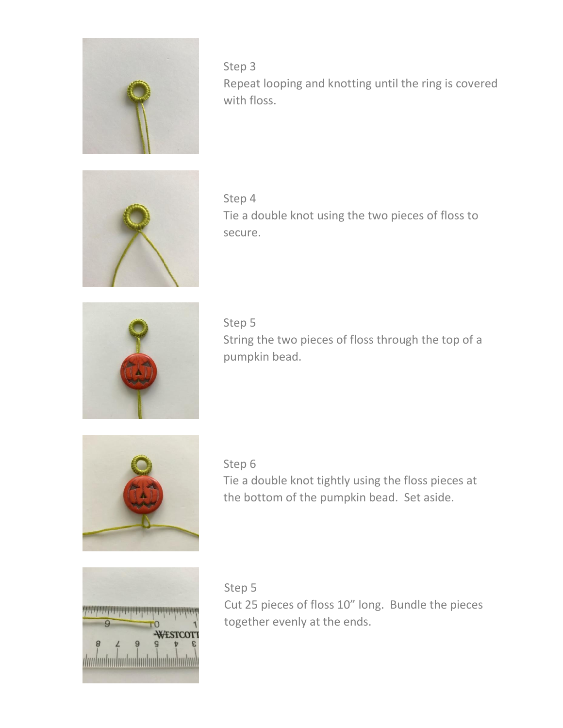Step 3
Repeat looping and knotting until the ring is covered with floss.

Step 4
Tie a double knot using the two pieces of floss to secure.

Step 5
String the two pieces of floss through the top of a pumpkin bead.

Step 6
Tie a double knot tightly using the floss pieces at the bottom of the pumpkin bead. Set aside.

Step 5
Cut 25 pieces of floss 10” long. Bundle the pieces together evenly at the ends.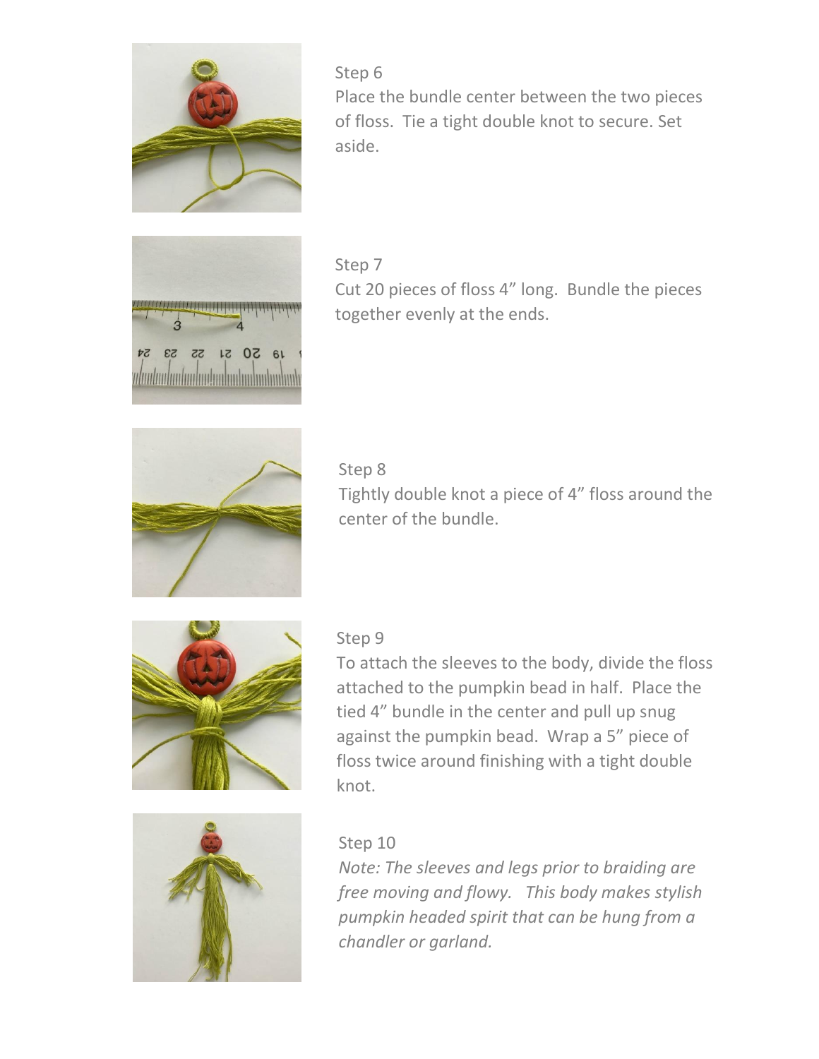Step 6

Place the bundle center between the two pieces of floss. Tie a tight double knot to secure. Set aside.

Step 7

Cut 20 pieces of floss 4" long. Bundle the pieces together evenly at the ends.

Step 8

Tightly double knot a piece of 4" floss around the center of the bundle.

Step 9

To attach the sleeves to the body, divide the floss attached to the pumpkin bead in half. Place the tied 4" bundle in the center and pull up snug against the pumpkin bead. Wrap a 5" piece of floss twice around finishing with a tight double knot.

Step 10

*Note: The sleeves and legs prior to braiding are free moving and flowy. This body makes stylish pumpkin headed spirit that can be hung from a chandler or garland.*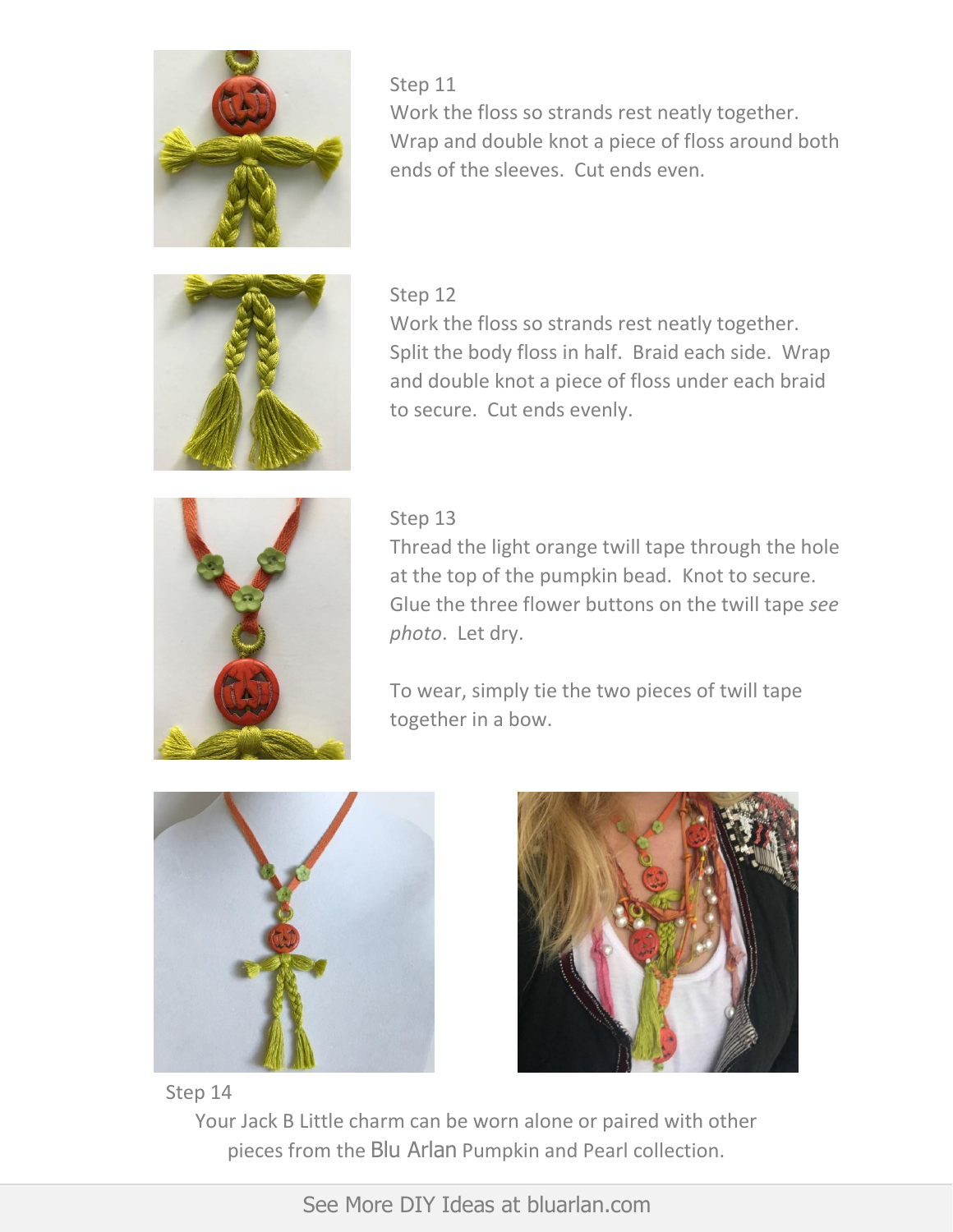Step 11

Work the floss so strands rest neatly together. Wrap and double knot a piece of floss around both ends of the sleeves. Cut ends even.

Step 12

Work the floss so strands rest neatly together. Split the body floss in half. Braid each side. Wrap and double knot a piece of floss under each braid to secure. Cut ends evenly.

Step 13

Thread the light orange twill tape through the hole at the top of the pumpkin bead. Knot to secure. Glue the three flower buttons on the twill tape *see photo*. Let dry.

To wear, simply tie the two pieces of twill tape together in a bow.

Step 14

Your Jack B Little charm can be worn alone or paired with other pieces from the Blu Arlan Pumpkin and Pearl collection.

See More DIY Ideas at bluarlan.com